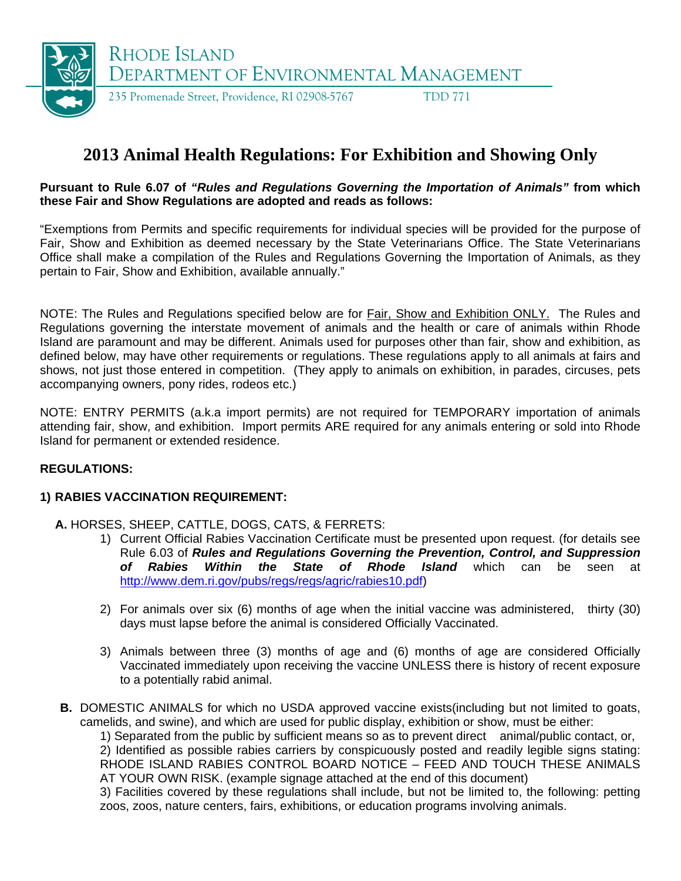RHODE ISLAND
DEPARTMENT OF ENVIRONMENTAL MANAGEMENT

235 Promenade Street, Providence, RI 02908-5767 TDD 771

# 2013 Animal Health Regulations: For Exhibition and Showing Only

**Pursuant to Rule 6.07 of *"Rules and Regulations Governing the Importation of Animals"* from which these Fair and Show Regulations are adopted and reads as follows:**

"Exemptions from Permits and specific requirements for individual species will be provided for the purpose of Fair, Show and Exhibition as deemed necessary by the State Veterinarians Office. The State Veterinarians Office shall make a compilation of the Rules and Regulations Governing the Importation of Animals, as they pertain to Fair, Show and Exhibition, available annually."

NOTE: The Rules and Regulations specified below are for Fair, Show and Exhibition ONLY. The Rules and Regulations governing the interstate movement of animals and the health or care of animals within Rhode Island are paramount and may be different. Animals used for purposes other than fair, show and exhibition, as defined below, may have other requirements or regulations. These regulations apply to all animals at fairs and shows, not just those entered in competition. (They apply to animals on exhibition, in parades, circuses, pets accompanying owners, pony rides, rodeos etc.)

NOTE: ENTRY PERMITS (a.k.a import permits) are not required for TEMPORARY importation of animals attending fair, show, and exhibition. Import permits ARE required for any animals entering or sold into Rhode Island for permanent or extended residence.

**REGULATIONS:**

**1) RABIES VACCINATION REQUIREMENT:**

**A.** HORSES, SHEEP, CATTLE, DOGS, CATS, & FERRETS:

1) Current Official Rabies Vaccination Certificate must be presented upon request. (for details see Rule 6.03 of ***Rules and Regulations Governing the Prevention, Control, and Suppression of Rabies Within the State of Rhode Island*** which can be seen at http://www.dem.ri.gov/pubs/regs/regs/agric/rabies10.pdf)

2) For animals over six (6) months of age when the initial vaccine was administered, thirty (30) days must lapse before the animal is considered Officially Vaccinated.

3) Animals between three (3) months of age and (6) months of age are considered Officially Vaccinated immediately upon receiving the vaccine UNLESS there is history of recent exposure to a potentially rabid animal.

**B.** DOMESTIC ANIMALS for which no USDA approved vaccine exists(including but not limited to goats, camelids, and swine), and which are used for public display, exhibition or show, must be either:

1) Separated from the public by sufficient means so as to prevent direct animal/public contact, or,

2) Identified as possible rabies carriers by conspicuously posted and readily legible signs stating: RHODE ISLAND RABIES CONTROL BOARD NOTICE – FEED AND TOUCH THESE ANIMALS AT YOUR OWN RISK. (example signage attached at the end of this document)

3) Facilities covered by these regulations shall include, but not be limited to, the following: petting zoos, zoos, nature centers, fairs, exhibitions, or education programs involving animals.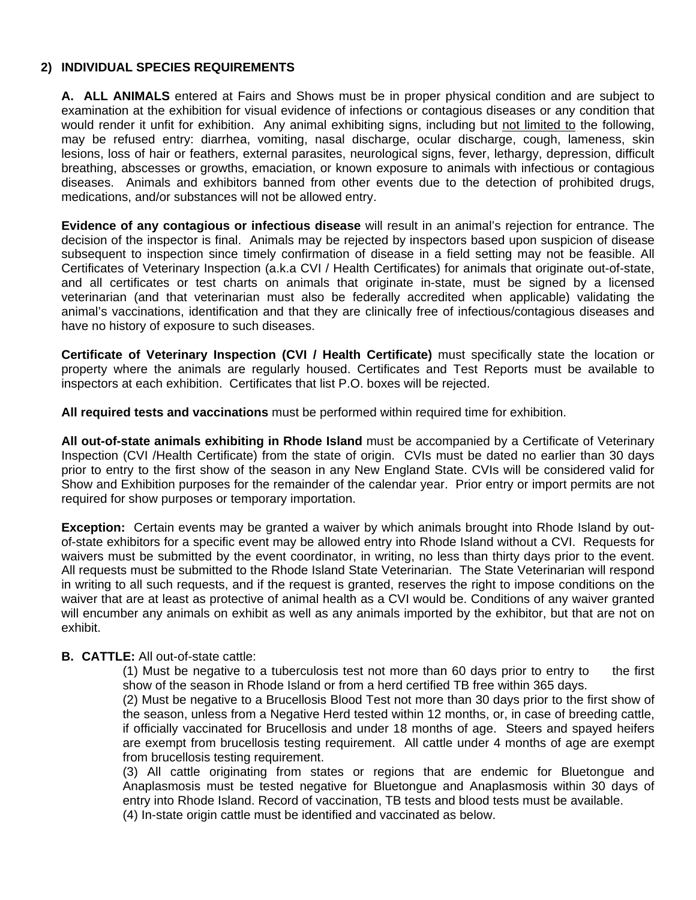## 2) INDIVIDUAL SPECIES REQUIREMENTS

**A. ALL ANIMALS** entered at Fairs and Shows must be in proper physical condition and are subject to examination at the exhibition for visual evidence of infections or contagious diseases or any condition that would render it unfit for exhibition. Any animal exhibiting signs, including but not limited to the following, may be refused entry: diarrhea, vomiting, nasal discharge, ocular discharge, cough, lameness, skin lesions, loss of hair or feathers, external parasites, neurological signs, fever, lethargy, depression, difficult breathing, abscesses or growths, emaciation, or known exposure to animals with infectious or contagious diseases. Animals and exhibitors banned from other events due to the detection of prohibited drugs, medications, and/or substances will not be allowed entry.

**Evidence of any contagious or infectious disease** will result in an animal's rejection for entrance. The decision of the inspector is final. Animals may be rejected by inspectors based upon suspicion of disease subsequent to inspection since timely confirmation of disease in a field setting may not be feasible. All Certificates of Veterinary Inspection (a.k.a CVI / Health Certificates) for animals that originate out-of-state, and all certificates or test charts on animals that originate in-state, must be signed by a licensed veterinarian (and that veterinarian must also be federally accredited when applicable) validating the animal's vaccinations, identification and that they are clinically free of infectious/contagious diseases and have no history of exposure to such diseases.

**Certificate of Veterinary Inspection (CVI / Health Certificate)** must specifically state the location or property where the animals are regularly housed. Certificates and Test Reports must be available to inspectors at each exhibition. Certificates that list P.O. boxes will be rejected.

**All required tests and vaccinations** must be performed within required time for exhibition.

**All out-of-state animals exhibiting in Rhode Island** must be accompanied by a Certificate of Veterinary Inspection (CVI /Health Certificate) from the state of origin. CVIs must be dated no earlier than 30 days prior to entry to the first show of the season in any New England State. CVIs will be considered valid for Show and Exhibition purposes for the remainder of the calendar year. Prior entry or import permits are not required for show purposes or temporary importation.

**Exception:** Certain events may be granted a waiver by which animals brought into Rhode Island by out-of-state exhibitors for a specific event may be allowed entry into Rhode Island without a CVI. Requests for waivers must be submitted by the event coordinator, in writing, no less than thirty days prior to the event. All requests must be submitted to the Rhode Island State Veterinarian. The State Veterinarian will respond in writing to all such requests, and if the request is granted, reserves the right to impose conditions on the waiver that are at least as protective of animal health as a CVI would be. Conditions of any waiver granted will encumber any animals on exhibit as well as any animals imported by the exhibitor, but that are not on exhibit.

**B. CATTLE:** All out-of-state cattle:

(1) Must be negative to a tuberculosis test not more than 60 days prior to entry to the first show of the season in Rhode Island or from a herd certified TB free within 365 days.

(2) Must be negative to a Brucellosis Blood Test not more than 30 days prior to the first show of the season, unless from a Negative Herd tested within 12 months, or, in case of breeding cattle, if officially vaccinated for Brucellosis and under 18 months of age. Steers and spayed heifers are exempt from brucellosis testing requirement. All cattle under 4 months of age are exempt from brucellosis testing requirement.

(3) All cattle originating from states or regions that are endemic for Bluetongue and Anaplasmosis must be tested negative for Bluetongue and Anaplasmosis within 30 days of entry into Rhode Island. Record of vaccination, TB tests and blood tests must be available.

(4) In-state origin cattle must be identified and vaccinated as below.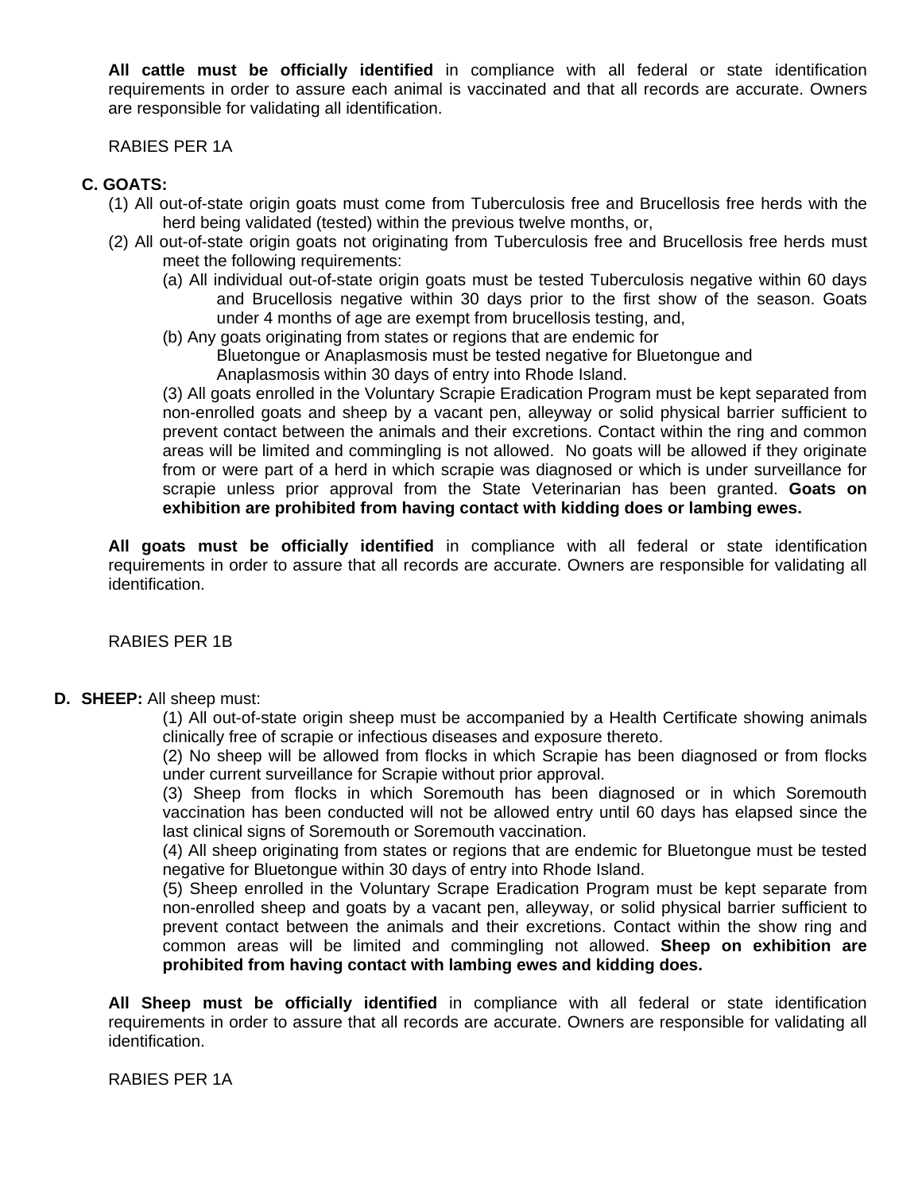**All cattle must be officially identified** in compliance with all federal or state identification requirements in order to assure each animal is vaccinated and that all records are accurate. Owners are responsible for validating all identification.

RABIES PER 1A

**C. GOATS:**

(1) All out-of-state origin goats must come from Tuberculosis free and Brucellosis free herds with the herd being validated (tested) within the previous twelve months, or,

(2) All out-of-state origin goats not originating from Tuberculosis free and Brucellosis free herds must meet the following requirements:

(a) All individual out-of-state origin goats must be tested Tuberculosis negative within 60 days and Brucellosis negative within 30 days prior to the first show of the season. Goats under 4 months of age are exempt from brucellosis testing, and,

(b) Any goats originating from states or regions that are endemic for Bluetongue or Anaplasmosis must be tested negative for Bluetongue and Anaplasmosis within 30 days of entry into Rhode Island.

(3) All goats enrolled in the Voluntary Scrapie Eradication Program must be kept separated from non-enrolled goats and sheep by a vacant pen, alleyway or solid physical barrier sufficient to prevent contact between the animals and their excretions. Contact within the ring and common areas will be limited and commingling is not allowed. No goats will be allowed if they originate from or were part of a herd in which scrapie was diagnosed or which is under surveillance for scrapie unless prior approval from the State Veterinarian has been granted. **Goats on exhibition are prohibited from having contact with kidding does or lambing ewes.**

**All goats must be officially identified** in compliance with all federal or state identification requirements in order to assure that all records are accurate. Owners are responsible for validating all identification.

RABIES PER 1B

**D. SHEEP:** All sheep must:

(1) All out-of-state origin sheep must be accompanied by a Health Certificate showing animals clinically free of scrapie or infectious diseases and exposure thereto.

(2) No sheep will be allowed from flocks in which Scrapie has been diagnosed or from flocks under current surveillance for Scrapie without prior approval.

(3) Sheep from flocks in which Soremouth has been diagnosed or in which Soremouth vaccination has been conducted will not be allowed entry until 60 days has elapsed since the last clinical signs of Soremouth or Soremouth vaccination.

(4) All sheep originating from states or regions that are endemic for Bluetongue must be tested negative for Bluetongue within 30 days of entry into Rhode Island.

(5) Sheep enrolled in the Voluntary Scrape Eradication Program must be kept separate from non-enrolled sheep and goats by a vacant pen, alleyway, or solid physical barrier sufficient to prevent contact between the animals and their excretions. Contact within the show ring and common areas will be limited and commingling not allowed. **Sheep on exhibition are prohibited from having contact with lambing ewes and kidding does.**

**All Sheep must be officially identified** in compliance with all federal or state identification requirements in order to assure that all records are accurate. Owners are responsible for validating all identification.

RABIES PER 1A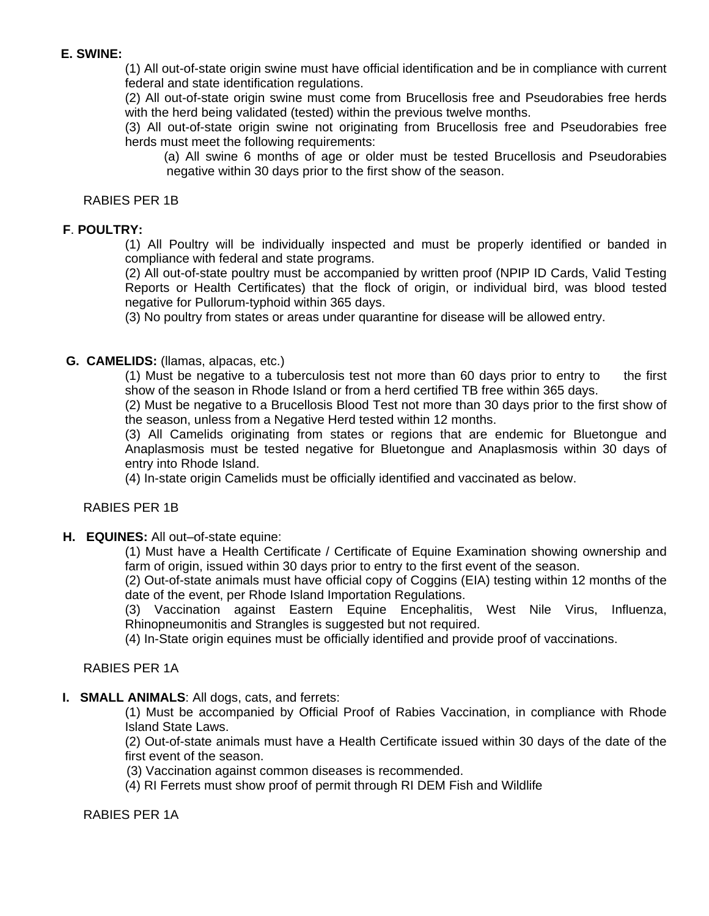**E. SWINE:**

(1) All out-of-state origin swine must have official identification and be in compliance with current federal and state identification regulations.

(2) All out-of-state origin swine must come from Brucellosis free and Pseudorabies free herds with the herd being validated (tested) within the previous twelve months.

(3) All out-of-state origin swine not originating from Brucellosis free and Pseudorabies free herds must meet the following requirements:

(a) All swine 6 months of age or older must be tested Brucellosis and Pseudorabies negative within 30 days prior to the first show of the season.

RABIES PER 1B

**F. POULTRY:**

(1) All Poultry will be individually inspected and must be properly identified or banded in compliance with federal and state programs.

(2) All out-of-state poultry must be accompanied by written proof (NPIP ID Cards, Valid Testing Reports or Health Certificates) that the flock of origin, or individual bird, was blood tested negative for Pullorum-typhoid within 365 days.

(3) No poultry from states or areas under quarantine for disease will be allowed entry.

**G. CAMELIDS:** (llamas, alpacas, etc.)

(1) Must be negative to a tuberculosis test not more than 60 days prior to entry to the first show of the season in Rhode Island or from a herd certified TB free within 365 days.

(2) Must be negative to a Brucellosis Blood Test not more than 30 days prior to the first show of the season, unless from a Negative Herd tested within 12 months.

(3) All Camelids originating from states or regions that are endemic for Bluetongue and Anaplasmosis must be tested negative for Bluetongue and Anaplasmosis within 30 days of entry into Rhode Island.

(4) In-state origin Camelids must be officially identified and vaccinated as below.

RABIES PER 1B

**H. EQUINES:** All out–of-state equine:

(1) Must have a Health Certificate / Certificate of Equine Examination showing ownership and farm of origin, issued within 30 days prior to entry to the first event of the season.

(2) Out-of-state animals must have official copy of Coggins (EIA) testing within 12 months of the date of the event, per Rhode Island Importation Regulations.

(3) Vaccination against Eastern Equine Encephalitis, West Nile Virus, Influenza, Rhinopneumonitis and Strangles is suggested but not required.

(4) In-State origin equines must be officially identified and provide proof of vaccinations.

RABIES PER 1A

**I. SMALL ANIMALS**: All dogs, cats, and ferrets:

(1) Must be accompanied by Official Proof of Rabies Vaccination, in compliance with Rhode Island State Laws.

(2) Out-of-state animals must have a Health Certificate issued within 30 days of the date of the first event of the season.

(3) Vaccination against common diseases is recommended.

(4) RI Ferrets must show proof of permit through RI DEM Fish and Wildlife

RABIES PER 1A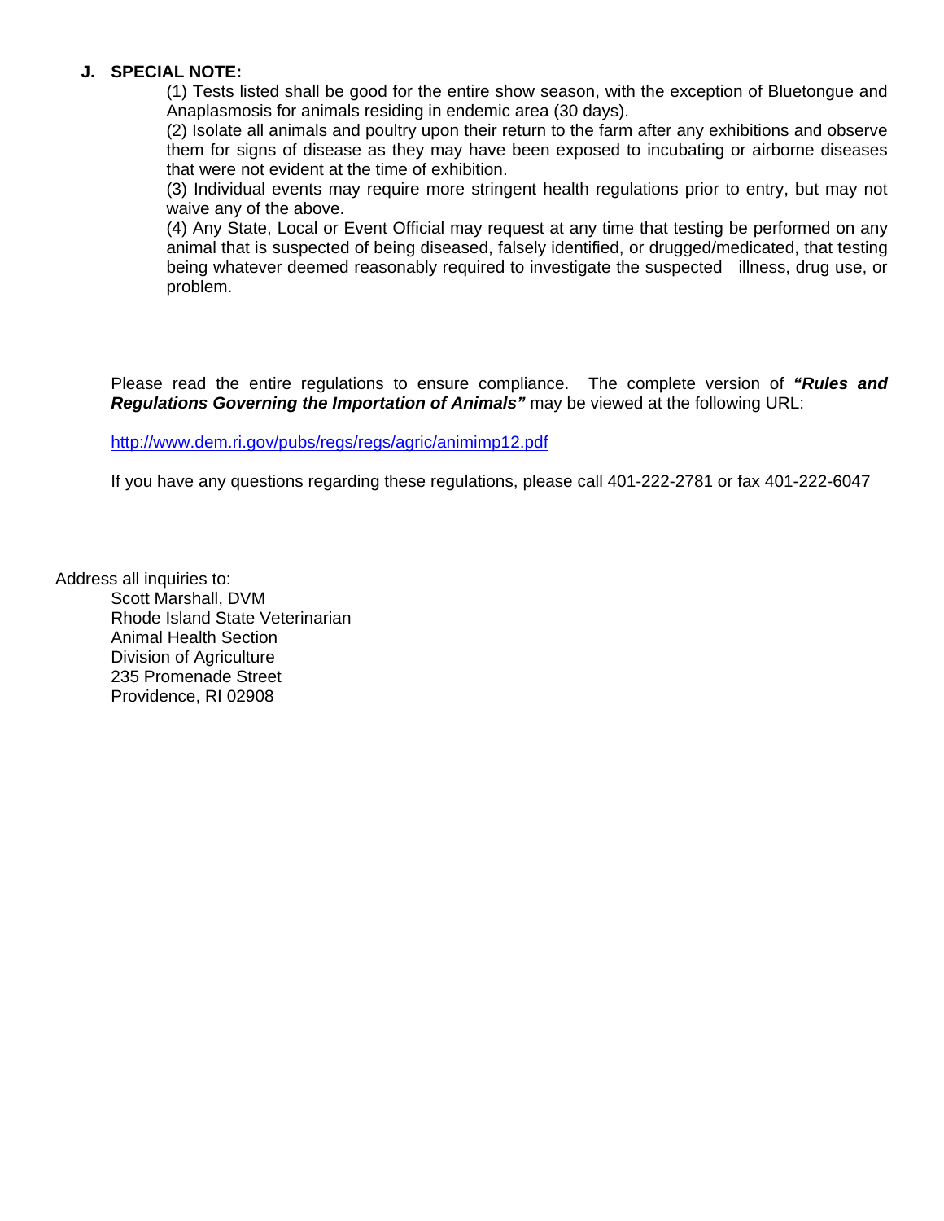**J. SPECIAL NOTE:**

(1) Tests listed shall be good for the entire show season, with the exception of Bluetongue and Anaplasmosis for animals residing in endemic area (30 days).

(2) Isolate all animals and poultry upon their return to the farm after any exhibitions and observe them for signs of disease as they may have been exposed to incubating or airborne diseases that were not evident at the time of exhibition.

(3) Individual events may require more stringent health regulations prior to entry, but may not waive any of the above.

(4) Any State, Local or Event Official may request at any time that testing be performed on any animal that is suspected of being diseased, falsely identified, or drugged/medicated, that testing being whatever deemed reasonably required to investigate the suspected illness, drug use, or problem.

Please read the entire regulations to ensure compliance. The complete version of ***"Rules and Regulations Governing the Importation of Animals"*** may be viewed at the following URL:

http://www.dem.ri.gov/pubs/regs/regs/agric/animimp12.pdf

If you have any questions regarding these regulations, please call 401-222-2781 or fax 401-222-6047

Address all inquiries to:

Scott Marshall, DVM
Rhode Island State Veterinarian
Animal Health Section
Division of Agriculture
235 Promenade Street
Providence, RI 02908